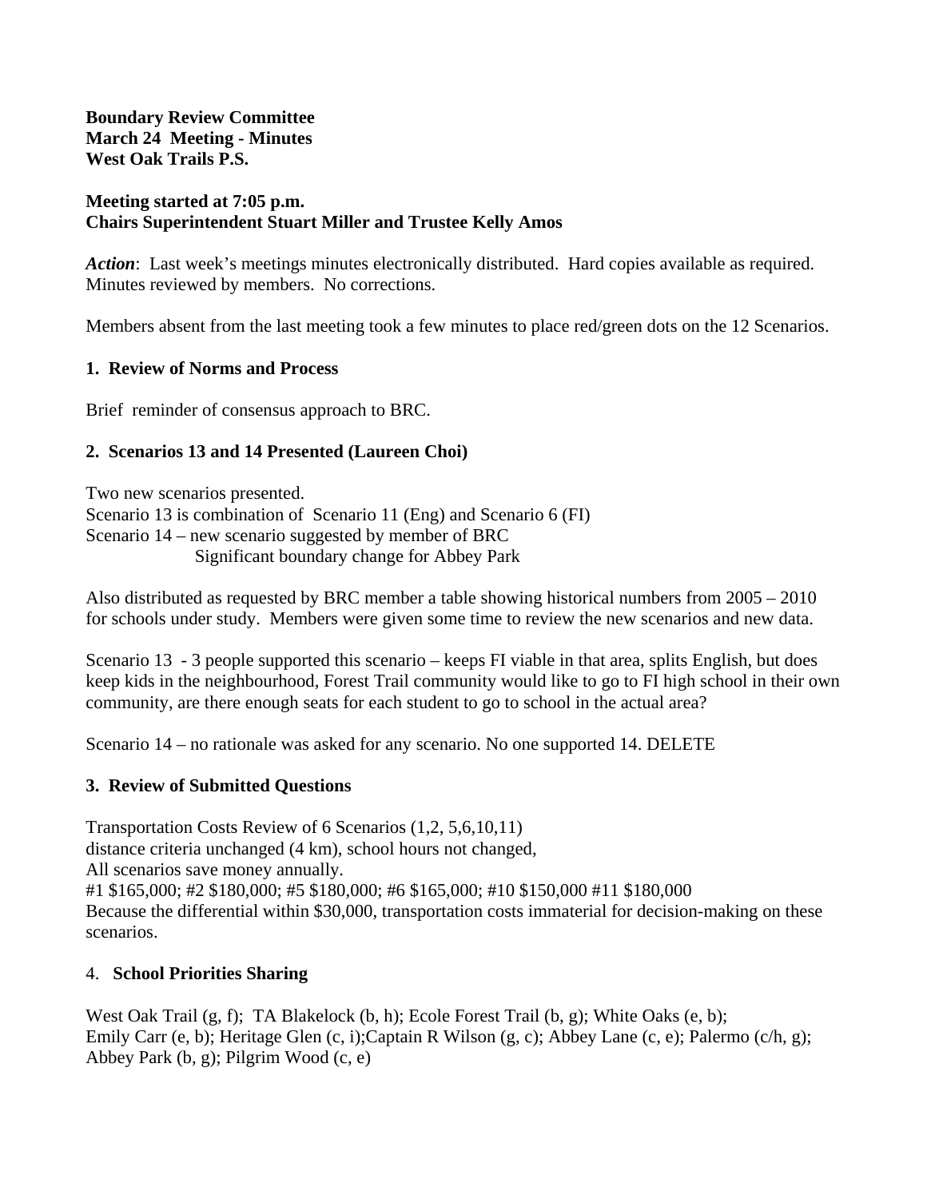**Boundary Review Committee**
**March 24 Meeting - Minutes**
**West Oak Trails P.S.**

**Meeting started at 7:05 p.m.**
**Chairs Superintendent Stuart Miller and Trustee Kelly Amos**

***Action***: Last week's meetings minutes electronically distributed. Hard copies available as required. Minutes reviewed by members. No corrections.

Members absent from the last meeting took a few minutes to place red/green dots on the 12 Scenarios.

**1. Review of Norms and Process**

Brief reminder of consensus approach to BRC.

**2. Scenarios 13 and 14 Presented (Laureen Choi)**

Two new scenarios presented.
Scenario 13 is combination of Scenario 11 (Eng) and Scenario 6 (FI)
Scenario 14 – new scenario suggested by member of BRC
Significant boundary change for Abbey Park

Also distributed as requested by BRC member a table showing historical numbers from 2005 – 2010 for schools under study. Members were given some time to review the new scenarios and new data.

Scenario 13 - 3 people supported this scenario – keeps FI viable in that area, splits English, but does keep kids in the neighbourhood, Forest Trail community would like to go to FI high school in their own community, are there enough seats for each student to go to school in the actual area?

Scenario 14 – no rationale was asked for any scenario. No one supported 14. DELETE

**3. Review of Submitted Questions**

Transportation Costs Review of 6 Scenarios (1,2, 5,6,10,11)
distance criteria unchanged (4 km), school hours not changed,
All scenarios save money annually.
#1 $165,000; #2 $180,000; #5 $180,000; #6 $165,000; #10 $150,000 #11 $180,000
Because the differential within $30,000, transportation costs immaterial for decision-making on these scenarios.

4. **School Priorities Sharing**

West Oak Trail (g, f); TA Blakelock (b, h); Ecole Forest Trail (b, g); White Oaks (e, b); Emily Carr (e, b); Heritage Glen (c, i);Captain R Wilson (g, c); Abbey Lane (c, e); Palermo (c/h, g); Abbey Park (b, g); Pilgrim Wood (c, e)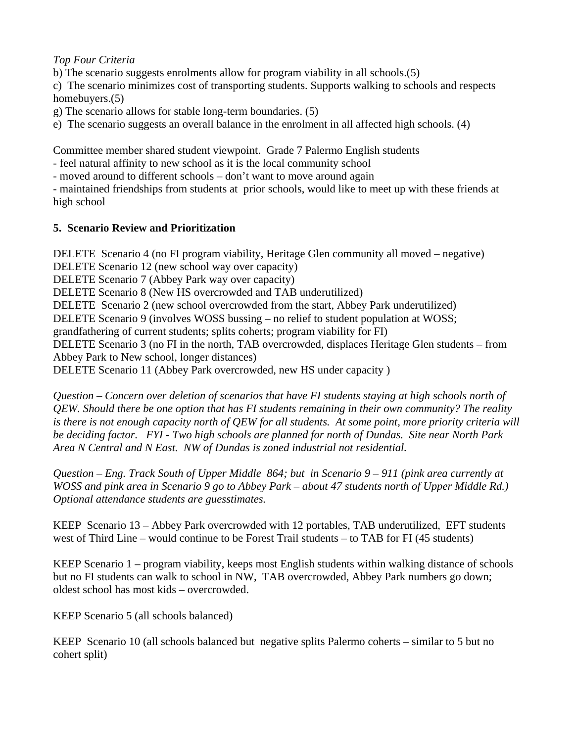*Top Four Criteria*

b) The scenario suggests enrolments allow for program viability in all schools.(5)

c) The scenario minimizes cost of transporting students. Supports walking to schools and respects homebuyers.(5)

g) The scenario allows for stable long-term boundaries. (5)

e) The scenario suggests an overall balance in the enrolment in all affected high schools. (4)

Committee member shared student viewpoint. Grade 7 Palermo English students

- feel natural affinity to new school as it is the local community school
- moved around to different schools – don't want to move around again
- maintained friendships from students at prior schools, would like to meet up with these friends at high school

**5. Scenario Review and Prioritization**

DELETE Scenario 4 (no FI program viability, Heritage Glen community all moved – negative)

DELETE Scenario 12 (new school way over capacity)

DELETE Scenario 7 (Abbey Park way over capacity)

DELETE Scenario 8 (New HS overcrowded and TAB underutilized)

DELETE Scenario 2 (new school overcrowded from the start, Abbey Park underutilized)

DELETE Scenario 9 (involves WOSS bussing – no relief to student population at WOSS; grandfathering of current students; splits coherts; program viability for FI)

DELETE Scenario 3 (no FI in the north, TAB overcrowded, displaces Heritage Glen students – from Abbey Park to New school, longer distances)

DELETE Scenario 11 (Abbey Park overcrowded, new HS under capacity )

*Question – Concern over deletion of scenarios that have FI students staying at high schools north of QEW. Should there be one option that has FI students remaining in their own community? The reality is there is not enough capacity north of QEW for all students. At some point, more priority criteria will be deciding factor. FYI - Two high schools are planned for north of Dundas. Site near North Park Area N Central and N East. NW of Dundas is zoned industrial not residential.*

*Question – Eng. Track South of Upper Middle 864; but in Scenario 9 – 911 (pink area currently at WOSS and pink area in Scenario 9 go to Abbey Park – about 47 students north of Upper Middle Rd.) Optional attendance students are guesstimates.*

KEEP Scenario 13 – Abbey Park overcrowded with 12 portables, TAB underutilized, EFT students west of Third Line – would continue to be Forest Trail students – to TAB for FI (45 students)

KEEP Scenario 1 – program viability, keeps most English students within walking distance of schools but no FI students can walk to school in NW, TAB overcrowded, Abbey Park numbers go down; oldest school has most kids – overcrowded.

KEEP Scenario 5 (all schools balanced)

KEEP Scenario 10 (all schools balanced but negative splits Palermo coherts – similar to 5 but no cohert split)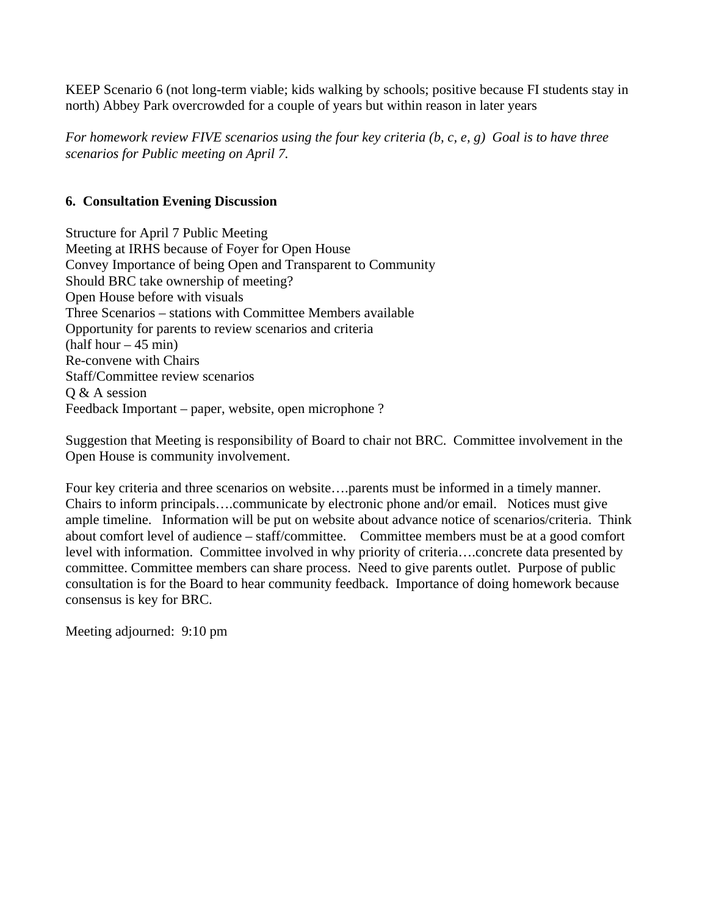KEEP Scenario 6 (not long-term viable; kids walking by schools; positive because FI students stay in north) Abbey Park overcrowded for a couple of years but within reason in later years

*For homework review FIVE scenarios using the four key criteria (b, c, e, g) Goal is to have three scenarios for Public meeting on April 7.*

**6. Consultation Evening Discussion**

Structure for April 7 Public Meeting
Meeting at IRHS because of Foyer for Open House
Convey Importance of being Open and Transparent to Community
Should BRC take ownership of meeting?
Open House before with visuals
Three Scenarios – stations with Committee Members available
Opportunity for parents to review scenarios and criteria
(half hour – 45 min)
Re-convene with Chairs
Staff/Committee review scenarios
Q & A session
Feedback Important – paper, website, open microphone ?

Suggestion that Meeting is responsibility of Board to chair not BRC. Committee involvement in the Open House is community involvement.

Four key criteria and three scenarios on website….parents must be informed in a timely manner. Chairs to inform principals….communicate by electronic phone and/or email. Notices must give ample timeline. Information will be put on website about advance notice of scenarios/criteria. Think about comfort level of audience – staff/committee. Committee members must be at a good comfort level with information. Committee involved in why priority of criteria….concrete data presented by committee. Committee members can share process. Need to give parents outlet. Purpose of public consultation is for the Board to hear community feedback. Importance of doing homework because consensus is key for BRC.

Meeting adjourned: 9:10 pm